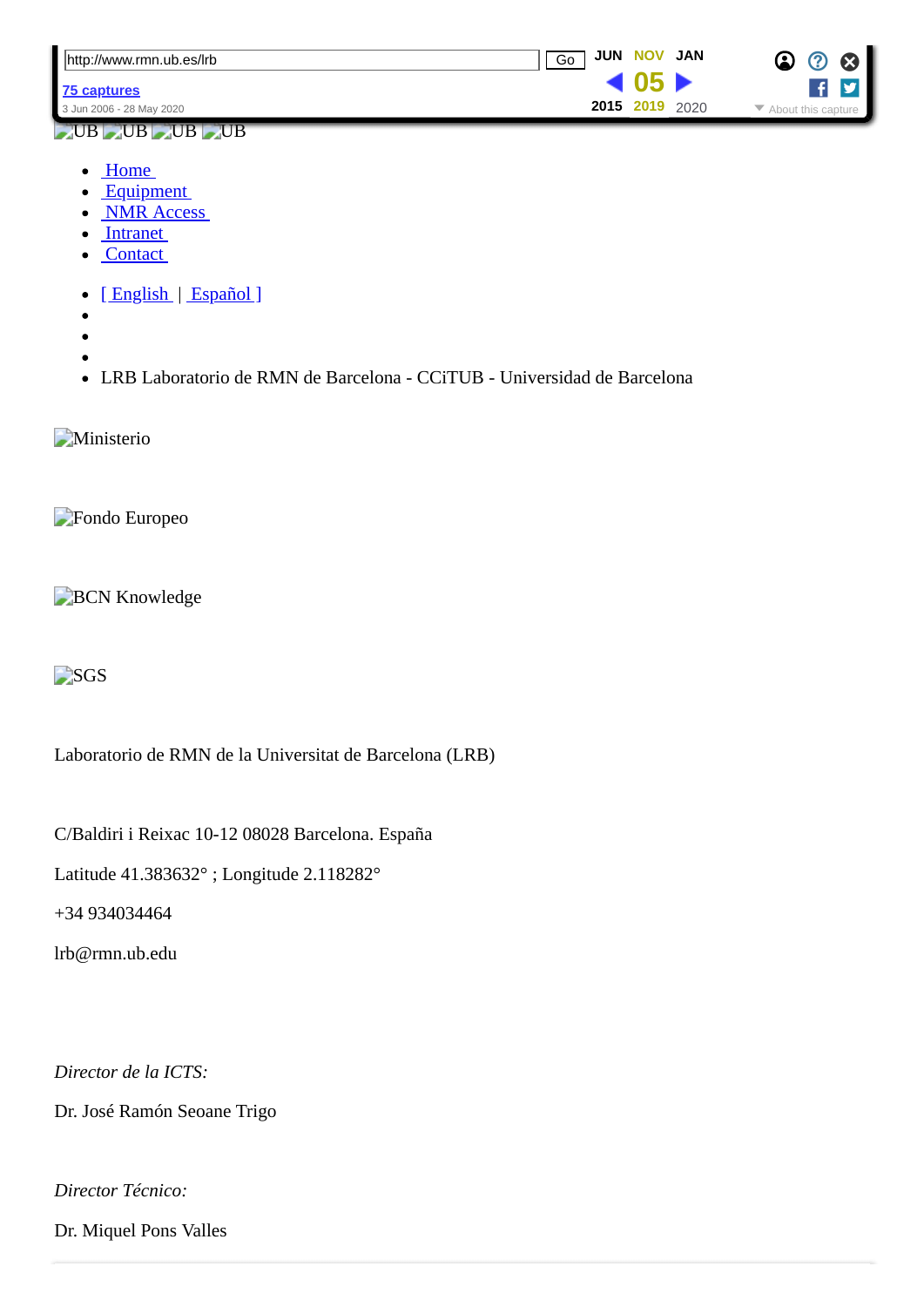UB UB UB UB

- Home
- Equipment
- NMR Access
- Intranet
- Contact

- [ English | Español ]
-
-
-
- LRB Laboratorio de RMN de Barcelona - CCiTUB - Universidad de Barcelona

Ministerio

Fondo Europeo

BCN Knowledge

SGS

Laboratorio de RMN de la Universitat de Barcelona (LRB)

C/Baldiri i Reixac 10-12 08028 Barcelona. España

Latitude 41.383632° ; Longitude 2.118282°

+34 934034464

lrb@rmn.ub.edu

*Director de la ICTS:*

Dr. José Ramón Seoane Trigo

*Director Técnico:*

Dr. Miquel Pons Valles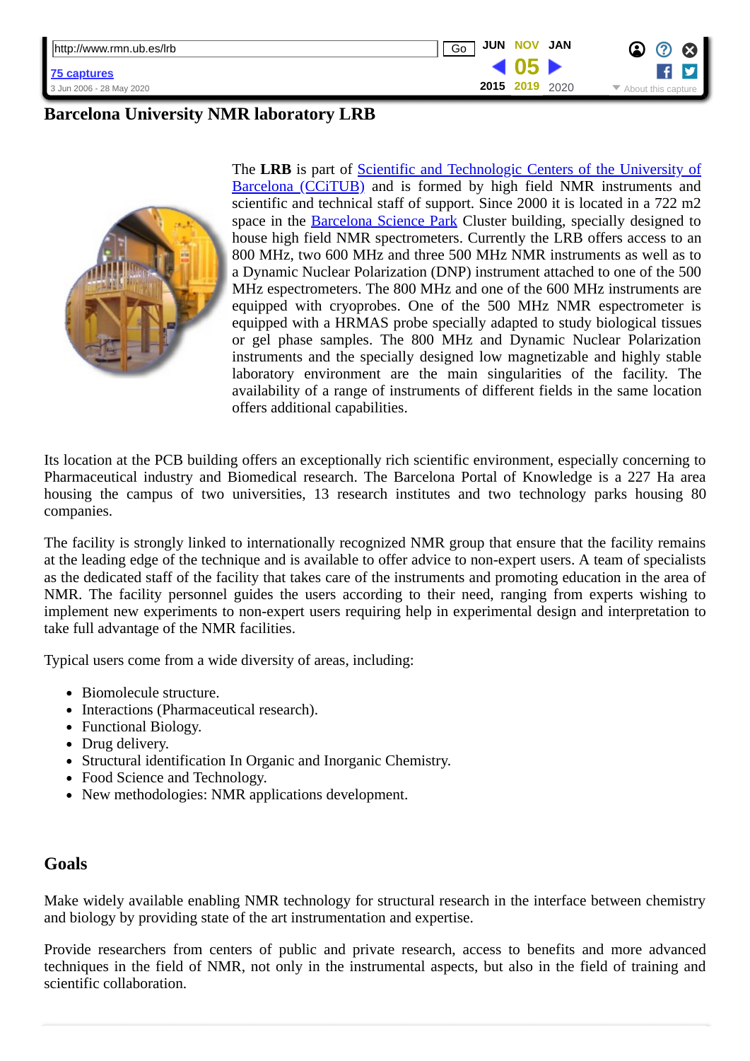# Barcelona University NMR laboratory LRB

The **LRB** is part of Scientific and Technologic Centers of the University of Barcelona (CCiTUB) and is formed by high field NMR instruments and scientific and technical staff of support. Since 2000 it is located in a 722 m2 space in the Barcelona Science Park Cluster building, specially designed to house high field NMR spectrometers. Currently the LRB offers access to an 800 MHz, two 600 MHz and three 500 MHz NMR instruments as well as to a Dynamic Nuclear Polarization (DNP) instrument attached to one of the 500 MHz espectrometers. The 800 MHz and one of the 600 MHz instruments are equipped with cryoprobes. One of the 500 MHz NMR espectrometer is equipped with a HRMAS probe specially adapted to study biological tissues or gel phase samples. The 800 MHz and Dynamic Nuclear Polarization instruments and the specially designed low magnetizable and highly stable laboratory environment are the main singularities of the facility. The availability of a range of instruments of different fields in the same location offers additional capabilities.

Its location at the PCB building offers an exceptionally rich scientific environment, especially concerning to Pharmaceutical industry and Biomedical research. The Barcelona Portal of Knowledge is a 227 Ha area housing the campus of two universities, 13 research institutes and two technology parks housing 80 companies.

The facility is strongly linked to internationally recognized NMR group that ensure that the facility remains at the leading edge of the technique and is available to offer advice to non-expert users. A team of specialists as the dedicated staff of the facility that takes care of the instruments and promoting education in the area of NMR. The facility personnel guides the users according to their need, ranging from experts wishing to implement new experiments to non-expert users requiring help in experimental design and interpretation to take full advantage of the NMR facilities.

Typical users come from a wide diversity of areas, including:

- Biomolecule structure.
- Interactions (Pharmaceutical research).
- Functional Biology.
- Drug delivery.
- Structural identification In Organic and Inorganic Chemistry.
- Food Science and Technology.
- New methodologies: NMR applications development.

## Goals

Make widely available enabling NMR technology for structural research in the interface between chemistry and biology by providing state of the art instrumentation and expertise.

Provide researchers from centers of public and private research, access to benefits and more advanced techniques in the field of NMR, not only in the instrumental aspects, but also in the field of training and scientific collaboration.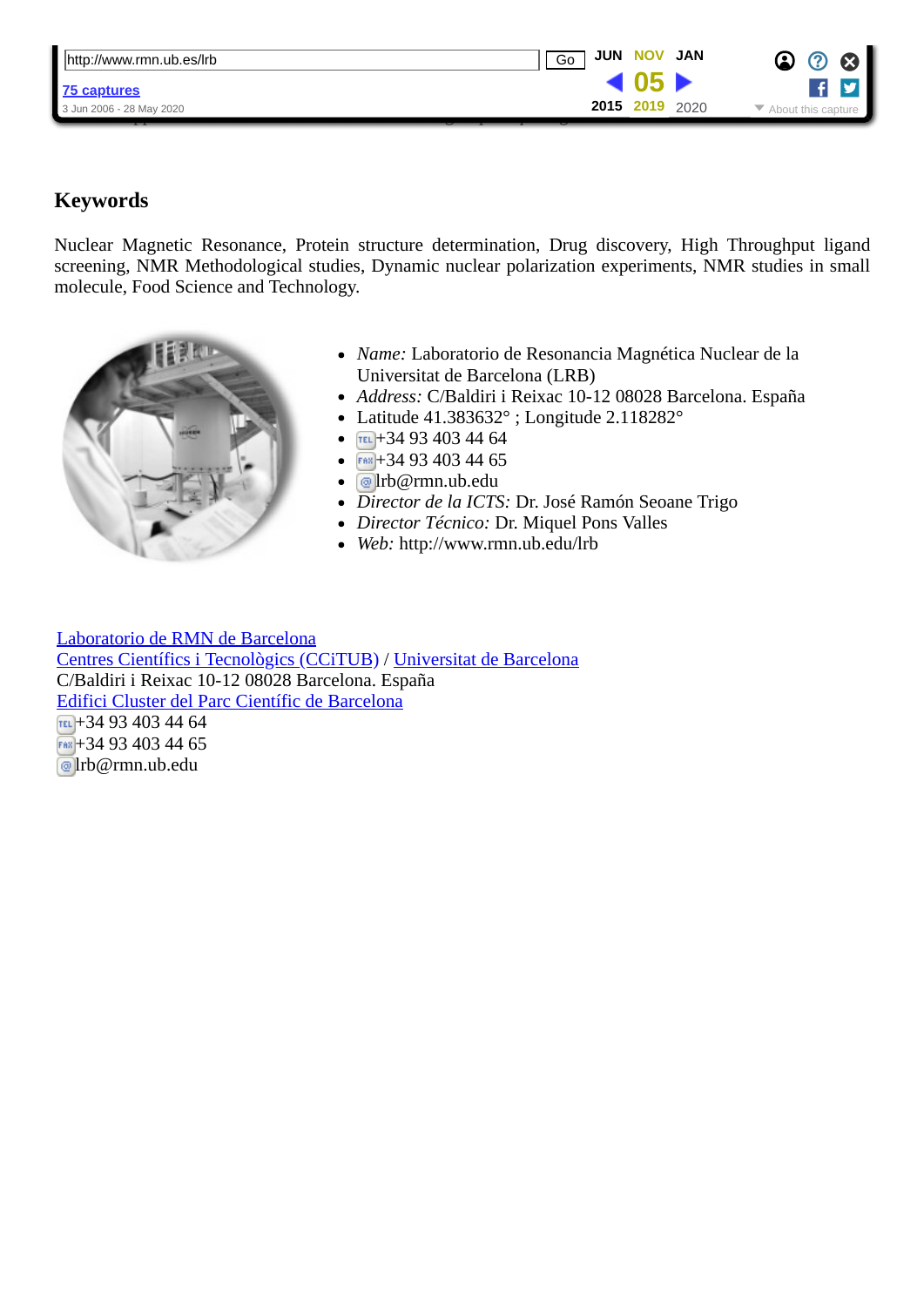## Keywords

Nuclear Magnetic Resonance, Protein structure determination, Drug discovery, High Throughput ligand screening, NMR Methodological studies, Dynamic nuclear polarization experiments, NMR studies in small molecule, Food Science and Technology.

- *Name:* Laboratorio de Resonancia Magnética Nuclear de la Universitat de Barcelona (LRB)
- *Address:* C/Baldiri i Reixac 10-12 08028 Barcelona. España
- Latitude 41.383632° ; Longitude 2.118282°
- +34 93 403 44 64
- +34 93 403 44 65
- lrb@rmn.ub.edu
- *Director de la ICTS:* Dr. José Ramón Seoane Trigo
- *Director Técnico:* Dr. Miquel Pons Valles
- *Web:* http://www.rmn.ub.edu/lrb

Laboratorio de RMN de Barcelona
Centres Científics i Tecnològics (CCiTUB) / Universitat de Barcelona
C/Baldiri i Reixac 10-12 08028 Barcelona. España
Edifici Cluster del Parc Científic de Barcelona
+34 93 403 44 64
+34 93 403 44 65
lrb@rmn.ub.edu